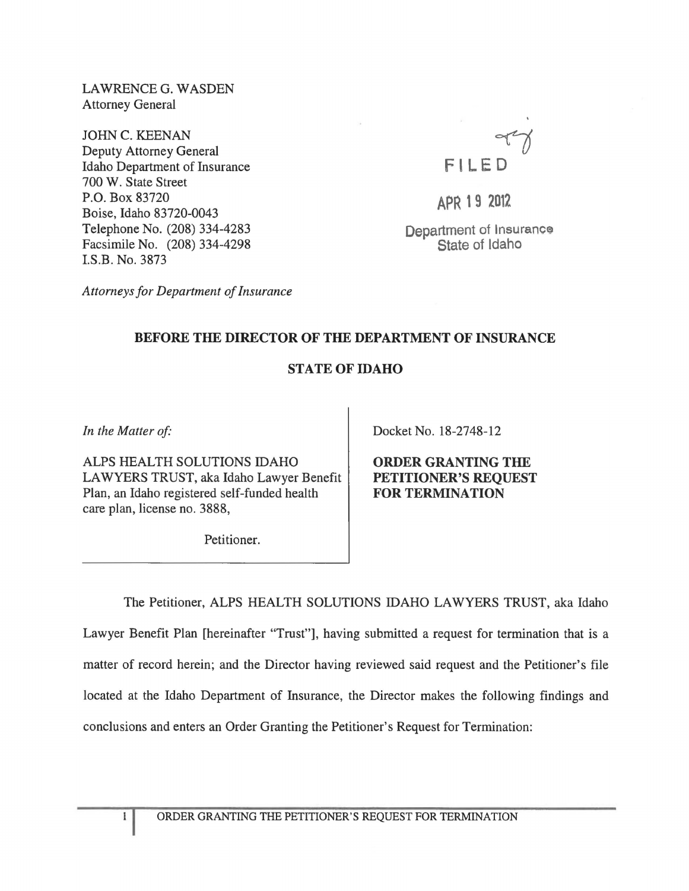LAWRENCE G. WASDEN
Attorney General

JOHN C. KEENAN
Deputy Attorney General
Idaho Department of Insurance
700 W. State Street
P.O. Box 83720
Boise, Idaho 83720-0043
Telephone No. (208) 334-4283
Facsimile No. (208) 334-4298
I.S.B. No. 3873

*Attorneys for Department of Insurance*

FILED

APR 19 2012

Department of Insurance
State of Idaho

**BEFORE THE DIRECTOR OF THE DEPARTMENT OF INSURANCE**

**STATE OF IDAHO**

*In the Matter of:*

ALPS HEALTH SOLUTIONS IDAHO LAWYERS TRUST, aka Idaho Lawyer Benefit Plan, an Idaho registered self-funded health care plan, license no. 3888,

Petitioner.

Docket No. 18-2748-12

**ORDER GRANTING THE PETITIONER'S REQUEST FOR TERMINATION**

The Petitioner, ALPS HEALTH SOLUTIONS IDAHO LAWYERS TRUST, aka Idaho Lawyer Benefit Plan [hereinafter "Trust"], having submitted a request for termination that is a matter of record herein; and the Director having reviewed said request and the Petitioner's file located at the Idaho Department of Insurance, the Director makes the following findings and conclusions and enters an Order Granting the Petitioner's Request for Termination: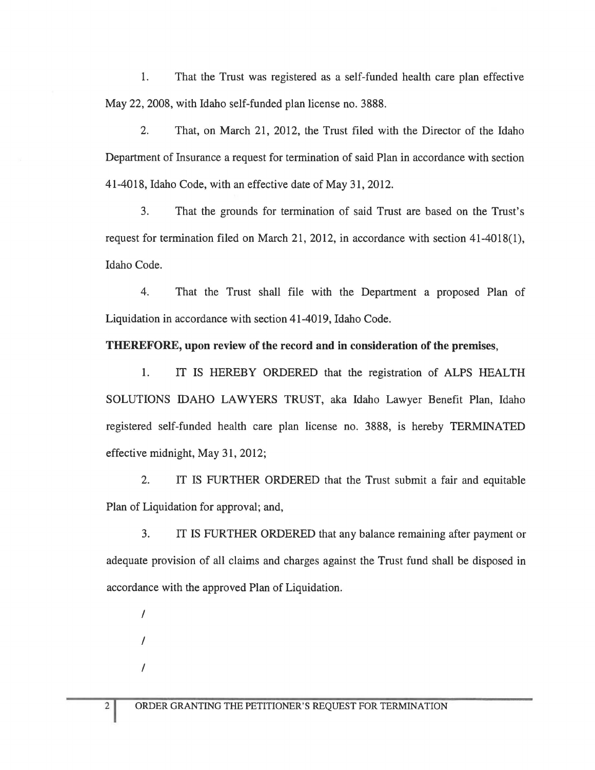1. That the Trust was registered as a self-funded health care plan effective May 22, 2008, with Idaho self-funded plan license no. 3888.

2. That, on March 21, 2012, the Trust filed with the Director of the Idaho Department of Insurance a request for termination of said Plan in accordance with section 41-4018, Idaho Code, with an effective date of May 31, 2012.

3. That the grounds for termination of said Trust are based on the Trust's request for termination filed on March 21, 2012, in accordance with section 41-4018(1), Idaho Code.

4. That the Trust shall file with the Department a proposed Plan of Liquidation in accordance with section 41-4019, Idaho Code.

**THEREFORE, upon review of the record and in consideration of the premises,**

1. IT IS HEREBY ORDERED that the registration of ALPS HEALTH SOLUTIONS IDAHO LAWYERS TRUST, aka Idaho Lawyer Benefit Plan, Idaho registered self-funded health care plan license no. 3888, is hereby TERMINATED effective midnight, May 31, 2012;

2. IT IS FURTHER ORDERED that the Trust submit a fair and equitable Plan of Liquidation for approval; and,

3. IT IS FURTHER ORDERED that any balance remaining after payment or adequate provision of all claims and charges against the Trust fund shall be disposed in accordance with the approved Plan of Liquidation.

/

/

/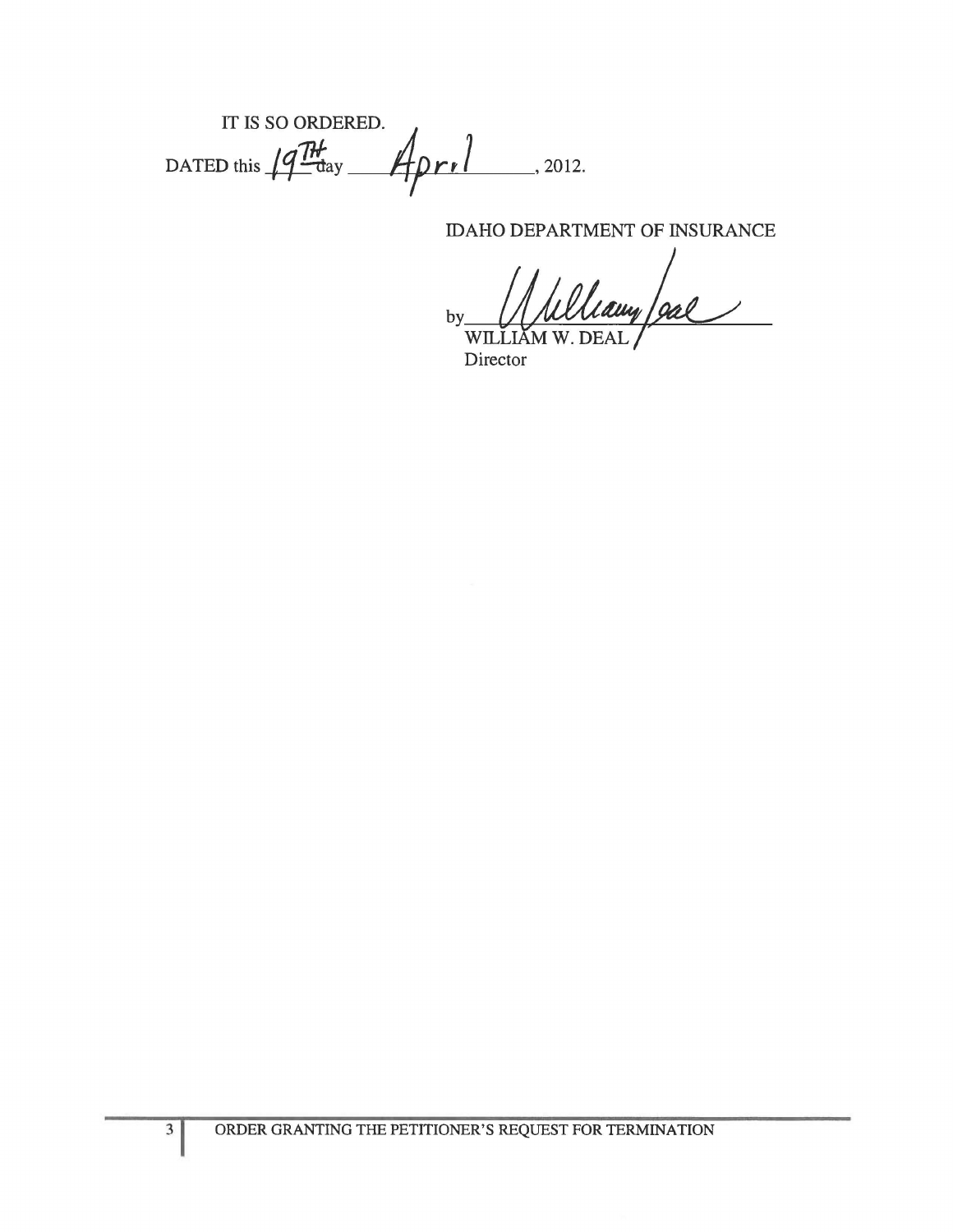IT IS SO ORDERED.

DATED this 19TH day April, 2012.

IDAHO DEPARTMENT OF INSURANCE

by William Deal
WILLIAM W. DEAL
Director